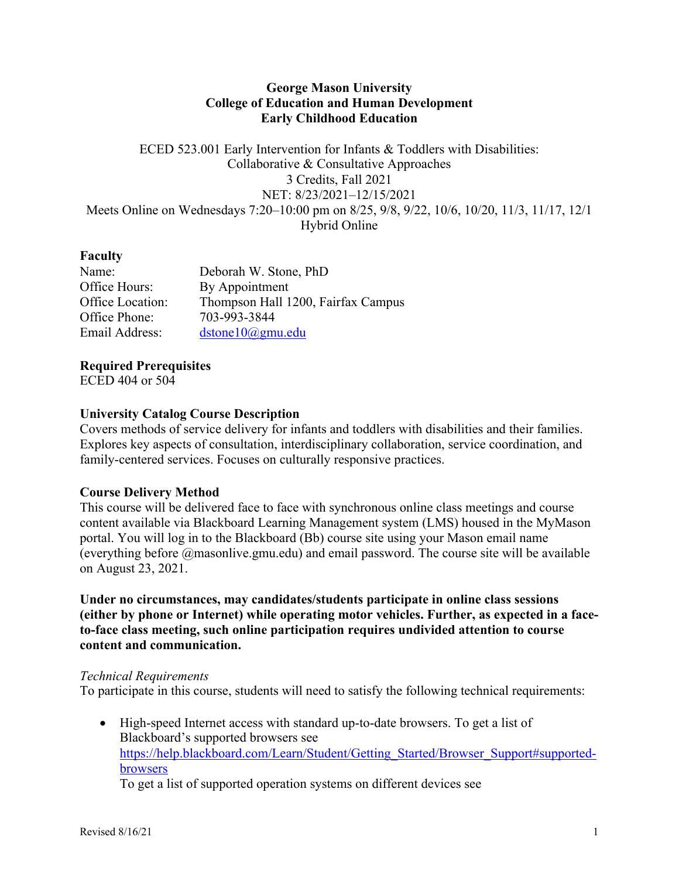**George Mason University**
**College of Education and Human Development**
**Early Childhood Education**

ECED 523.001 Early Intervention for Infants & Toddlers with Disabilities:
Collaborative & Consultative Approaches
3 Credits, Fall 2021
NET: 8/23/2021–12/15/2021
Meets Online on Wednesdays 7:20–10:00 pm on 8/25, 9/8, 9/22, 10/6, 10/20, 11/3, 11/17, 12/1
Hybrid Online

**Faculty**

Name: Deborah W. Stone, PhD
Office Hours: By Appointment
Office Location: Thompson Hall 1200, Fairfax Campus
Office Phone: 703-993-3844
Email Address: dstone10@gmu.edu

**Required Prerequisites**
ECED 404 or 504

**University Catalog Course Description**
Covers methods of service delivery for infants and toddlers with disabilities and their families. Explores key aspects of consultation, interdisciplinary collaboration, service coordination, and family-centered services. Focuses on culturally responsive practices.

**Course Delivery Method**
This course will be delivered face to face with synchronous online class meetings and course content available via Blackboard Learning Management system (LMS) housed in the MyMason portal. You will log in to the Blackboard (Bb) course site using your Mason email name (everything before @masonlive.gmu.edu) and email password. The course site will be available on August 23, 2021.

**Under no circumstances, may candidates/students participate in online class sessions (either by phone or Internet) while operating motor vehicles. Further, as expected in a face-to-face class meeting, such online participation requires undivided attention to course content and communication.**

*Technical Requirements*
To participate in this course, students will need to satisfy the following technical requirements:

- High-speed Internet access with standard up-to-date browsers. To get a list of Blackboard's supported browsers see https://help.blackboard.com/Learn/Student/Getting_Started/Browser_Support#supported-browsers
  To get a list of supported operation systems on different devices see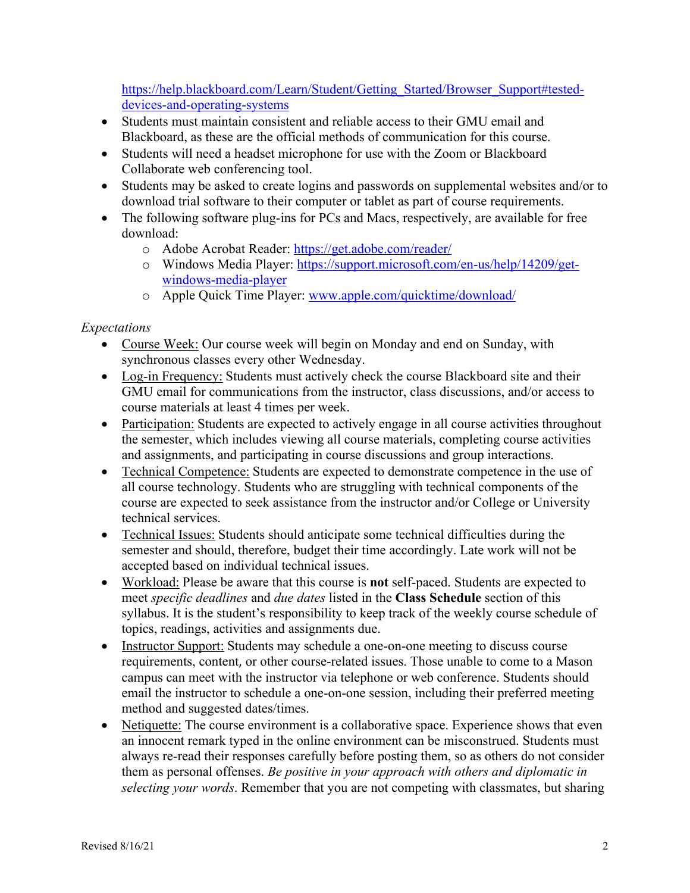https://help.blackboard.com/Learn/Student/Getting_Started/Browser_Support#tested-devices-and-operating-systems

- Students must maintain consistent and reliable access to their GMU email and Blackboard, as these are the official methods of communication for this course.
- Students will need a headset microphone for use with the Zoom or Blackboard Collaborate web conferencing tool.
- Students may be asked to create logins and passwords on supplemental websites and/or to download trial software to their computer or tablet as part of course requirements.
- The following software plug-ins for PCs and Macs, respectively, are available for free download:
  - Adobe Acrobat Reader: https://get.adobe.com/reader/
  - Windows Media Player: https://support.microsoft.com/en-us/help/14209/get-windows-media-player
  - Apple Quick Time Player: www.apple.com/quicktime/download/

*Expectations*

- Course Week: Our course week will begin on Monday and end on Sunday, with synchronous classes every other Wednesday.
- Log-in Frequency: Students must actively check the course Blackboard site and their GMU email for communications from the instructor, class discussions, and/or access to course materials at least 4 times per week.
- Participation: Students are expected to actively engage in all course activities throughout the semester, which includes viewing all course materials, completing course activities and assignments, and participating in course discussions and group interactions.
- Technical Competence: Students are expected to demonstrate competence in the use of all course technology. Students who are struggling with technical components of the course are expected to seek assistance from the instructor and/or College or University technical services.
- Technical Issues: Students should anticipate some technical difficulties during the semester and should, therefore, budget their time accordingly. Late work will not be accepted based on individual technical issues.
- Workload: Please be aware that this course is **not** self-paced. Students are expected to meet *specific deadlines* and *due dates* listed in the **Class Schedule** section of this syllabus. It is the student's responsibility to keep track of the weekly course schedule of topics, readings, activities and assignments due.
- Instructor Support: Students may schedule a one-on-one meeting to discuss course requirements, content, or other course-related issues. Those unable to come to a Mason campus can meet with the instructor via telephone or web conference. Students should email the instructor to schedule a one-on-one session, including their preferred meeting method and suggested dates/times.
- Netiquette: The course environment is a collaborative space. Experience shows that even an innocent remark typed in the online environment can be misconstrued. Students must always re-read their responses carefully before posting them, so as others do not consider them as personal offenses. *Be positive in your approach with others and diplomatic in selecting your words*. Remember that you are not competing with classmates, but sharing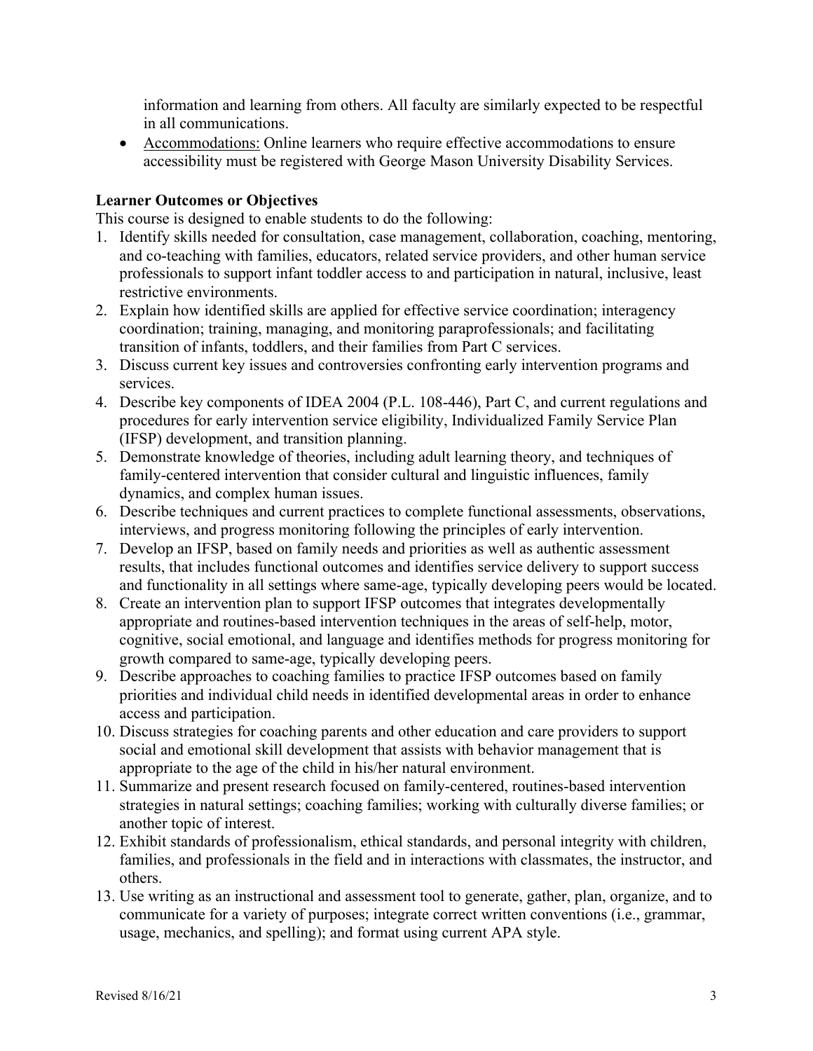information and learning from others. All faculty are similarly expected to be respectful in all communications.

- Accommodations: Online learners who require effective accommodations to ensure accessibility must be registered with George Mason University Disability Services.

### Learner Outcomes or Objectives

This course is designed to enable students to do the following:

1. Identify skills needed for consultation, case management, collaboration, coaching, mentoring, and co-teaching with families, educators, related service providers, and other human service professionals to support infant toddler access to and participation in natural, inclusive, least restrictive environments.
2. Explain how identified skills are applied for effective service coordination; interagency coordination; training, managing, and monitoring paraprofessionals; and facilitating transition of infants, toddlers, and their families from Part C services.
3. Discuss current key issues and controversies confronting early intervention programs and services.
4. Describe key components of IDEA 2004 (P.L. 108-446), Part C, and current regulations and procedures for early intervention service eligibility, Individualized Family Service Plan (IFSP) development, and transition planning.
5. Demonstrate knowledge of theories, including adult learning theory, and techniques of family-centered intervention that consider cultural and linguistic influences, family dynamics, and complex human issues.
6. Describe techniques and current practices to complete functional assessments, observations, interviews, and progress monitoring following the principles of early intervention.
7. Develop an IFSP, based on family needs and priorities as well as authentic assessment results, that includes functional outcomes and identifies service delivery to support success and functionality in all settings where same-age, typically developing peers would be located.
8. Create an intervention plan to support IFSP outcomes that integrates developmentally appropriate and routines-based intervention techniques in the areas of self-help, motor, cognitive, social emotional, and language and identifies methods for progress monitoring for growth compared to same-age, typically developing peers.
9. Describe approaches to coaching families to practice IFSP outcomes based on family priorities and individual child needs in identified developmental areas in order to enhance access and participation.
10. Discuss strategies for coaching parents and other education and care providers to support social and emotional skill development that assists with behavior management that is appropriate to the age of the child in his/her natural environment.
11. Summarize and present research focused on family-centered, routines-based intervention strategies in natural settings; coaching families; working with culturally diverse families; or another topic of interest.
12. Exhibit standards of professionalism, ethical standards, and personal integrity with children, families, and professionals in the field and in interactions with classmates, the instructor, and others.
13. Use writing as an instructional and assessment tool to generate, gather, plan, organize, and to communicate for a variety of purposes; integrate correct written conventions (i.e., grammar, usage, mechanics, and spelling); and format using current APA style.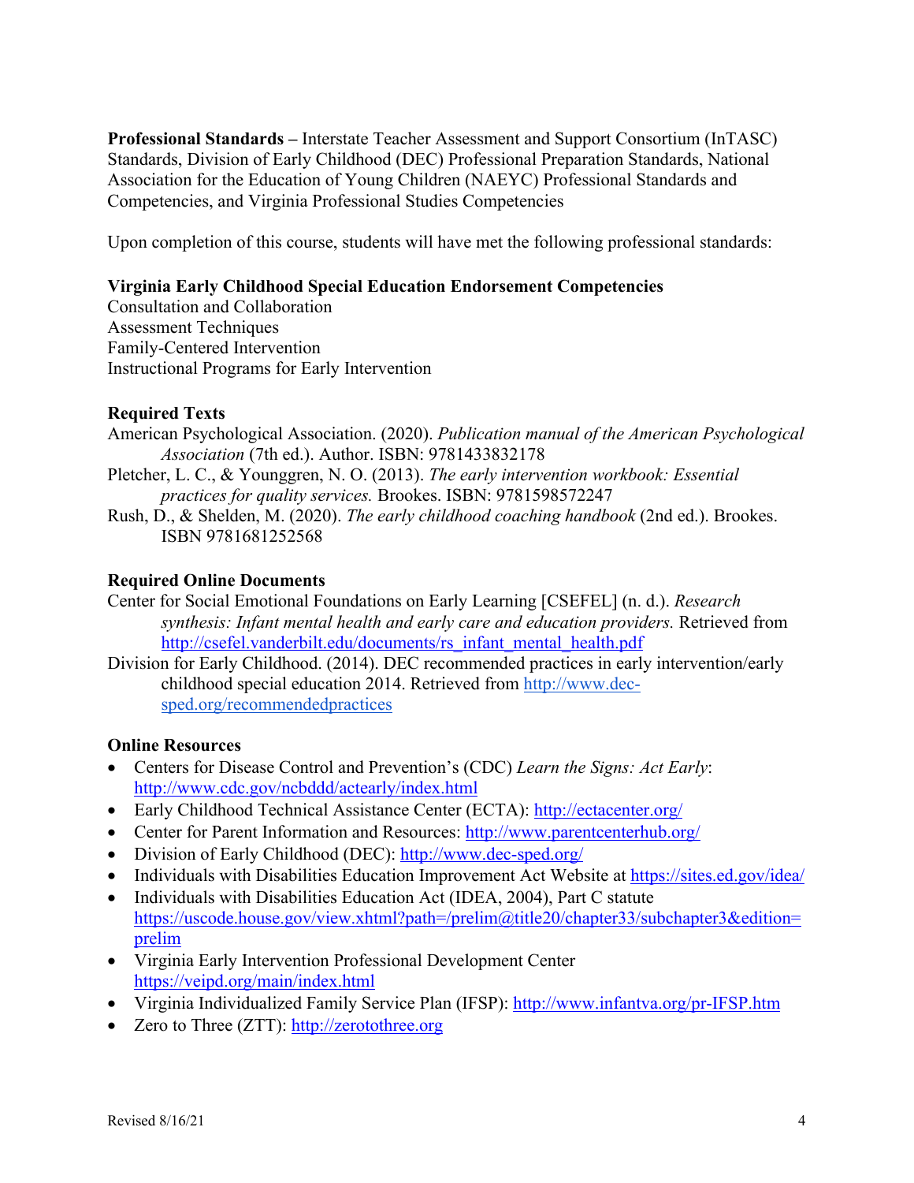**Professional Standards –** Interstate Teacher Assessment and Support Consortium (InTASC) Standards, Division of Early Childhood (DEC) Professional Preparation Standards, National Association for the Education of Young Children (NAEYC) Professional Standards and Competencies, and Virginia Professional Studies Competencies

Upon completion of this course, students will have met the following professional standards:

**Virginia Early Childhood Special Education Endorsement Competencies**
Consultation and Collaboration
Assessment Techniques
Family-Centered Intervention
Instructional Programs for Early Intervention

**Required Texts**

American Psychological Association. (2020). *Publication manual of the American Psychological Association* (7th ed.). Author. ISBN: 9781433832178

Pletcher, L. C., & Younggren, N. O. (2013). *The early intervention workbook: Essential practices for quality services.* Brookes. ISBN: 9781598572247

Rush, D., & Shelden, M. (2020). *The early childhood coaching handbook* (2nd ed.). Brookes. ISBN 9781681252568

**Required Online Documents**

Center for Social Emotional Foundations on Early Learning [CSEFEL] (n. d.). *Research synthesis: Infant mental health and early care and education providers.* Retrieved from http://csefel.vanderbilt.edu/documents/rs_infant_mental_health.pdf

Division for Early Childhood. (2014). DEC recommended practices in early intervention/early childhood special education 2014. Retrieved from http://www.dec-sped.org/recommendedpractices

**Online Resources**

- Centers for Disease Control and Prevention's (CDC) *Learn the Signs: Act Early*: http://www.cdc.gov/ncbddd/actearly/index.html
- Early Childhood Technical Assistance Center (ECTA): http://ectacenter.org/
- Center for Parent Information and Resources: http://www.parentcenterhub.org/
- Division of Early Childhood (DEC): http://www.dec-sped.org/
- Individuals with Disabilities Education Improvement Act Website at https://sites.ed.gov/idea/
- Individuals with Disabilities Education Act (IDEA, 2004), Part C statute https://uscode.house.gov/view.xhtml?path=/prelim@title20/chapter33/subchapter3&edition=prelim
- Virginia Early Intervention Professional Development Center https://veipd.org/main/index.html
- Virginia Individualized Family Service Plan (IFSP): http://www.infantva.org/pr-IFSP.htm
- Zero to Three (ZTT): http://zerotothree.org

Revised 8/16/21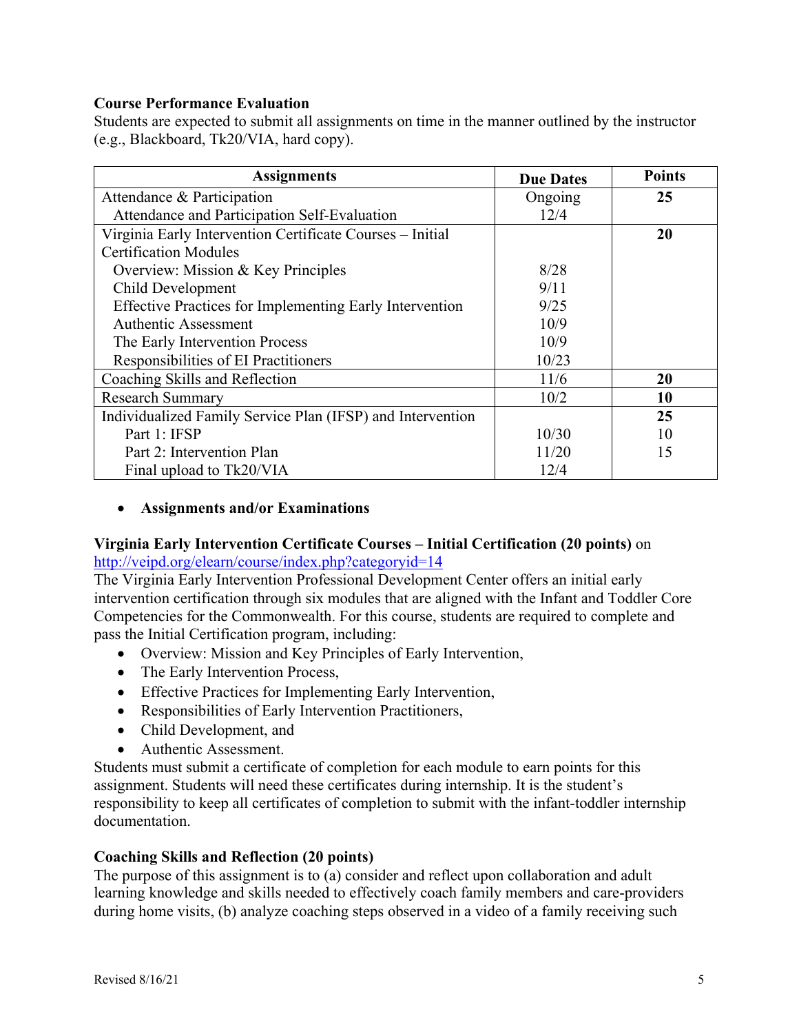**Course Performance Evaluation**

Students are expected to submit all assignments on time in the manner outlined by the instructor (e.g., Blackboard, Tk20/VIA, hard copy).

| Assignments | Due Dates | Points |
|---|---|---|
| Attendance & Participation | Ongoing | **25** |
| Attendance and Participation Self-Evaluation | 12/4 | |
| Virginia Early Intervention Certificate Courses – Initial Certification Modules | | **20** |
| Overview: Mission & Key Principles | 8/28 | |
| Child Development | 9/11 | |
| Effective Practices for Implementing Early Intervention | 9/25 | |
| Authentic Assessment | 10/9 | |
| The Early Intervention Process | 10/9 | |
| Responsibilities of EI Practitioners | 10/23 | |
| Coaching Skills and Reflection | 11/6 | **20** |
| Research Summary | 10/2 | **10** |
| Individualized Family Service Plan (IFSP) and Intervention | | **25** |
| Part 1: IFSP | 10/30 | 10 |
| Part 2: Intervention Plan | 11/20 | 15 |
| Final upload to Tk20/VIA | 12/4 | |

- **Assignments and/or Examinations**

**Virginia Early Intervention Certificate Courses – Initial Certification (20 points)** on http://veipd.org/elearn/course/index.php?categoryid=14

The Virginia Early Intervention Professional Development Center offers an initial early intervention certification through six modules that are aligned with the Infant and Toddler Core Competencies for the Commonwealth. For this course, students are required to complete and pass the Initial Certification program, including:

- Overview: Mission and Key Principles of Early Intervention,
- The Early Intervention Process,
- Effective Practices for Implementing Early Intervention,
- Responsibilities of Early Intervention Practitioners,
- Child Development, and
- Authentic Assessment.

Students must submit a certificate of completion for each module to earn points for this assignment. Students will need these certificates during internship. It is the student's responsibility to keep all certificates of completion to submit with the infant-toddler internship documentation.

**Coaching Skills and Reflection (20 points)**

The purpose of this assignment is to (a) consider and reflect upon collaboration and adult learning knowledge and skills needed to effectively coach family members and care-providers during home visits, (b) analyze coaching steps observed in a video of a family receiving such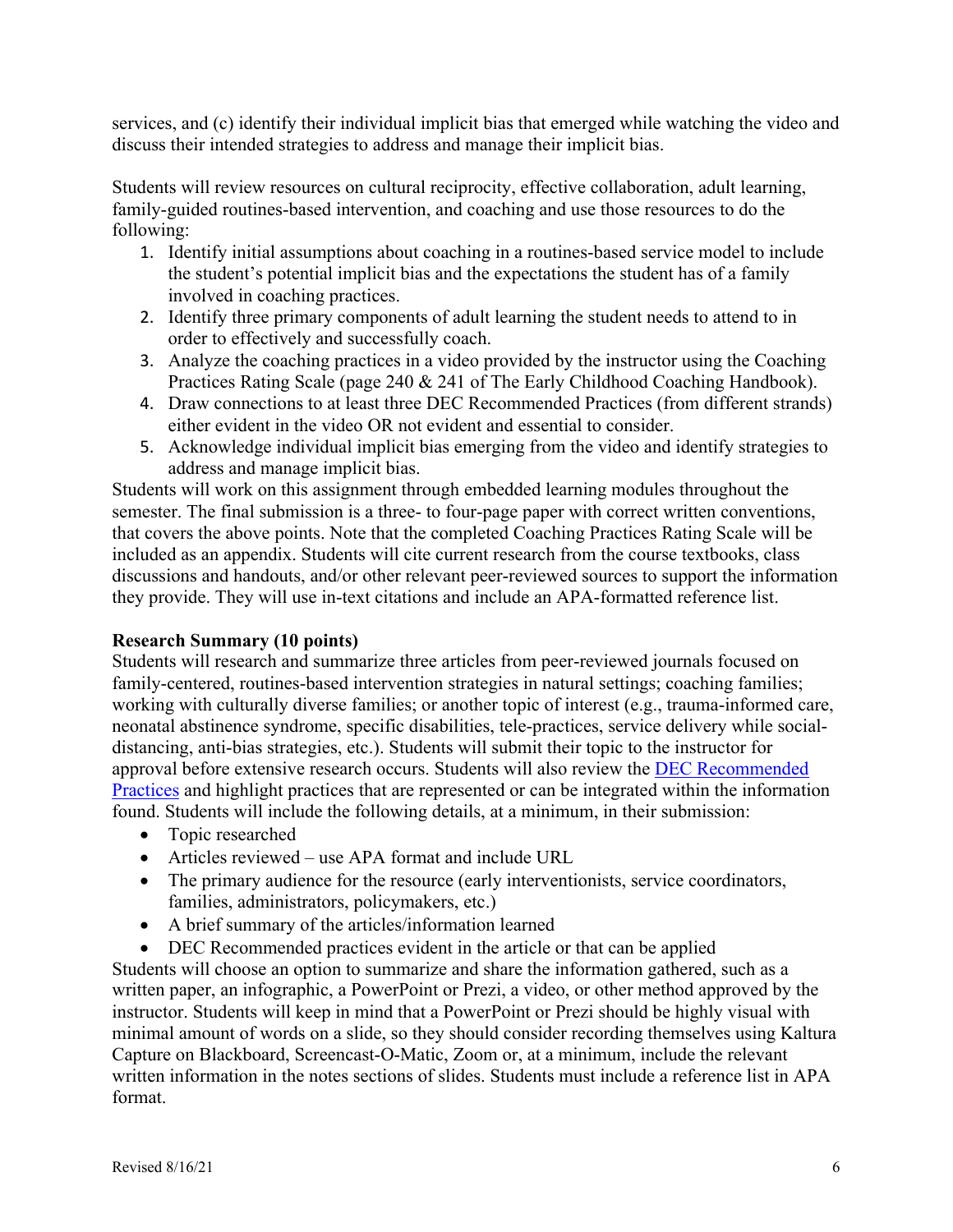services, and (c) identify their individual implicit bias that emerged while watching the video and discuss their intended strategies to address and manage their implicit bias.

Students will review resources on cultural reciprocity, effective collaboration, adult learning, family-guided routines-based intervention, and coaching and use those resources to do the following:

1. Identify initial assumptions about coaching in a routines-based service model to include the student's potential implicit bias and the expectations the student has of a family involved in coaching practices.
2. Identify three primary components of adult learning the student needs to attend to in order to effectively and successfully coach.
3. Analyze the coaching practices in a video provided by the instructor using the Coaching Practices Rating Scale (page 240 & 241 of The Early Childhood Coaching Handbook).
4. Draw connections to at least three DEC Recommended Practices (from different strands) either evident in the video OR not evident and essential to consider.
5. Acknowledge individual implicit bias emerging from the video and identify strategies to address and manage implicit bias.

Students will work on this assignment through embedded learning modules throughout the semester. The final submission is a three- to four-page paper with correct written conventions, that covers the above points. Note that the completed Coaching Practices Rating Scale will be included as an appendix. Students will cite current research from the course textbooks, class discussions and handouts, and/or other relevant peer-reviewed sources to support the information they provide. They will use in-text citations and include an APA-formatted reference list.

**Research Summary (10 points)**

Students will research and summarize three articles from peer-reviewed journals focused on family-centered, routines-based intervention strategies in natural settings; coaching families; working with culturally diverse families; or another topic of interest (e.g., trauma-informed care, neonatal abstinence syndrome, specific disabilities, tele-practices, service delivery while social-distancing, anti-bias strategies, etc.). Students will submit their topic to the instructor for approval before extensive research occurs. Students will also review the DEC Recommended Practices and highlight practices that are represented or can be integrated within the information found. Students will include the following details, at a minimum, in their submission:

- Topic researched
- Articles reviewed – use APA format and include URL
- The primary audience for the resource (early interventionists, service coordinators, families, administrators, policymakers, etc.)
- A brief summary of the articles/information learned
- DEC Recommended practices evident in the article or that can be applied

Students will choose an option to summarize and share the information gathered, such as a written paper, an infographic, a PowerPoint or Prezi, a video, or other method approved by the instructor. Students will keep in mind that a PowerPoint or Prezi should be highly visual with minimal amount of words on a slide, so they should consider recording themselves using Kaltura Capture on Blackboard, Screencast-O-Matic, Zoom or, at a minimum, include the relevant written information in the notes sections of slides. Students must include a reference list in APA format.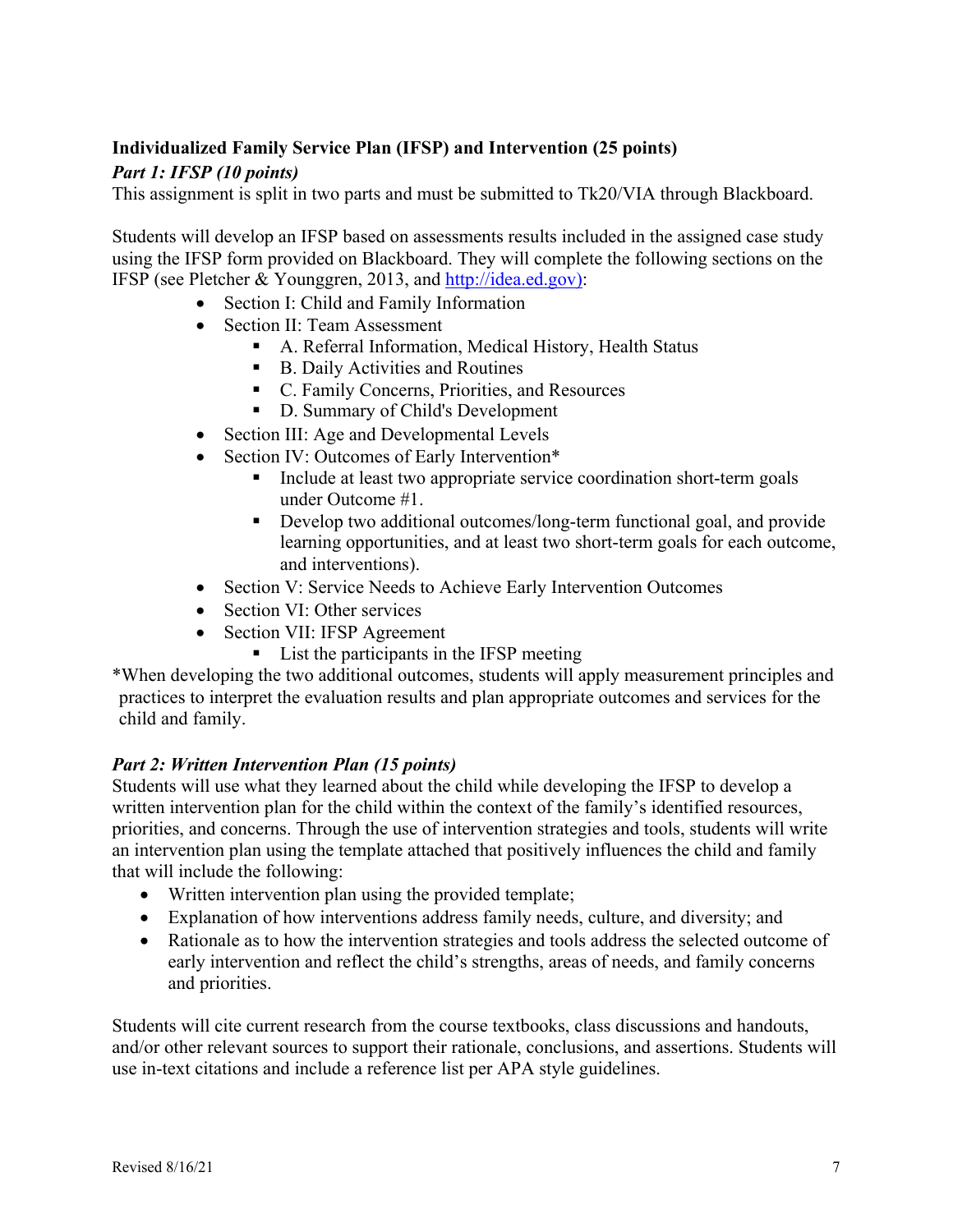**Individualized Family Service Plan (IFSP) and Intervention (25 points)**

***Part 1: IFSP (10 points)***

This assignment is split in two parts and must be submitted to Tk20/VIA through Blackboard.

Students will develop an IFSP based on assessments results included in the assigned case study using the IFSP form provided on Blackboard. They will complete the following sections on the IFSP (see Pletcher & Younggren, 2013, and [http://idea.ed.gov](http://idea.ed.gov)):

- Section I: Child and Family Information
- Section II: Team Assessment
  - A. Referral Information, Medical History, Health Status
  - B. Daily Activities and Routines
  - C. Family Concerns, Priorities, and Resources
  - D. Summary of Child's Development
- Section III: Age and Developmental Levels
- Section IV: Outcomes of Early Intervention*
  - Include at least two appropriate service coordination short-term goals under Outcome #1.
  - Develop two additional outcomes/long-term functional goal, and provide learning opportunities, and at least two short-term goals for each outcome, and interventions).
- Section V: Service Needs to Achieve Early Intervention Outcomes
- Section VI: Other services
- Section VII: IFSP Agreement
  - List the participants in the IFSP meeting

*When developing the two additional outcomes, students will apply measurement principles and practices to interpret the evaluation results and plan appropriate outcomes and services for the child and family.

***Part 2: Written Intervention Plan (15 points)***

Students will use what they learned about the child while developing the IFSP to develop a written intervention plan for the child within the context of the family's identified resources, priorities, and concerns. Through the use of intervention strategies and tools, students will write an intervention plan using the template attached that positively influences the child and family that will include the following:

- Written intervention plan using the provided template;
- Explanation of how interventions address family needs, culture, and diversity; and
- Rationale as to how the intervention strategies and tools address the selected outcome of early intervention and reflect the child's strengths, areas of needs, and family concerns and priorities.

Students will cite current research from the course textbooks, class discussions and handouts, and/or other relevant sources to support their rationale, conclusions, and assertions. Students will use in-text citations and include a reference list per APA style guidelines.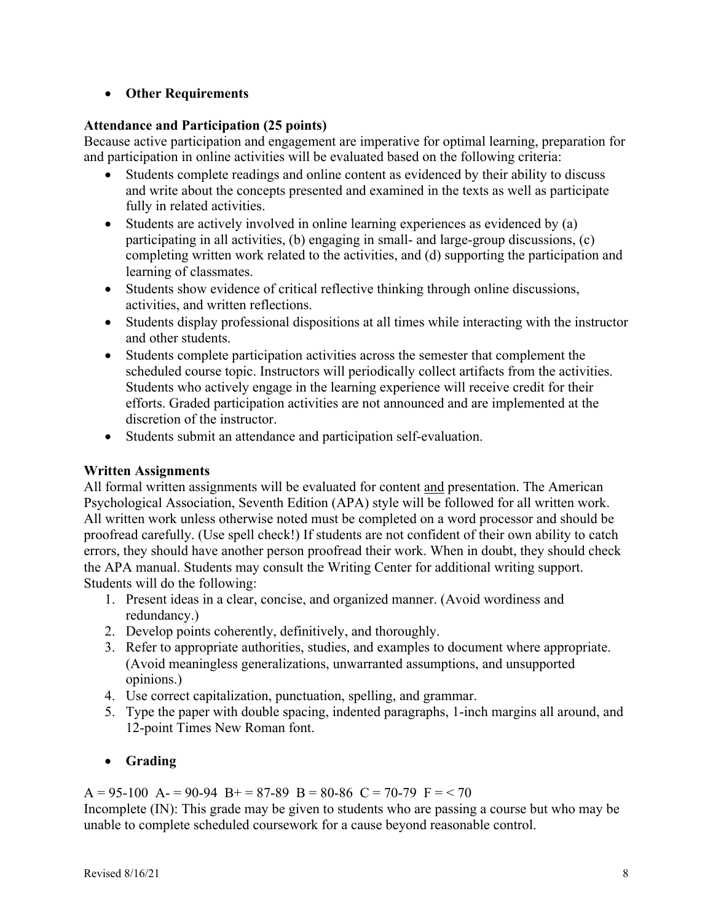- **Other Requirements**

**Attendance and Participation (25 points)**

Because active participation and engagement are imperative for optimal learning, preparation for and participation in online activities will be evaluated based on the following criteria:

- Students complete readings and online content as evidenced by their ability to discuss and write about the concepts presented and examined in the texts as well as participate fully in related activities.
- Students are actively involved in online learning experiences as evidenced by (a) participating in all activities, (b) engaging in small- and large-group discussions, (c) completing written work related to the activities, and (d) supporting the participation and learning of classmates.
- Students show evidence of critical reflective thinking through online discussions, activities, and written reflections.
- Students display professional dispositions at all times while interacting with the instructor and other students.
- Students complete participation activities across the semester that complement the scheduled course topic. Instructors will periodically collect artifacts from the activities. Students who actively engage in the learning experience will receive credit for their efforts. Graded participation activities are not announced and are implemented at the discretion of the instructor.
- Students submit an attendance and participation self-evaluation.

**Written Assignments**

All formal written assignments will be evaluated for content <u>and</u> presentation. The American Psychological Association, Seventh Edition (APA) style will be followed for all written work. All written work unless otherwise noted must be completed on a word processor and should be proofread carefully. (Use spell check!) If students are not confident of their own ability to catch errors, they should have another person proofread their work. When in doubt, they should check the APA manual. Students may consult the Writing Center for additional writing support. Students will do the following:

1. Present ideas in a clear, concise, and organized manner. (Avoid wordiness and redundancy.)
2. Develop points coherently, definitively, and thoroughly.
3. Refer to appropriate authorities, studies, and examples to document where appropriate. (Avoid meaningless generalizations, unwarranted assumptions, and unsupported opinions.)
4. Use correct capitalization, punctuation, spelling, and grammar.
5. Type the paper with double spacing, indented paragraphs, 1-inch margins all around, and 12-point Times New Roman font.

- **Grading**

A = 95-100 A- = 90-94 B+ = 87-89 B = 80-86 C = 70-79 F = < 70

Incomplete (IN): This grade may be given to students who are passing a course but who may be unable to complete scheduled coursework for a cause beyond reasonable control.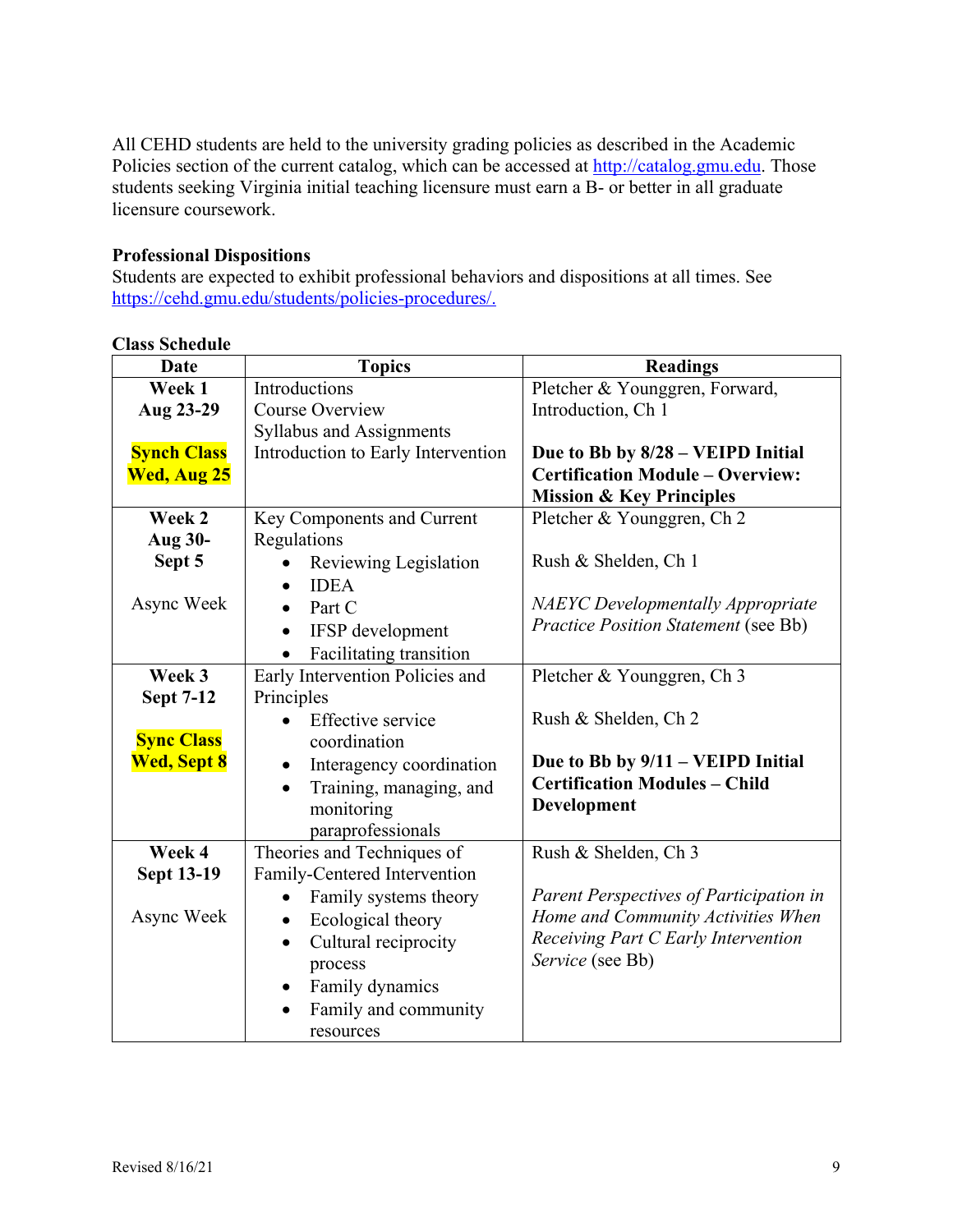All CEHD students are held to the university grading policies as described in the Academic Policies section of the current catalog, which can be accessed at http://catalog.gmu.edu. Those students seeking Virginia initial teaching licensure must earn a B- or better in all graduate licensure coursework.

**Professional Dispositions**

Students are expected to exhibit professional behaviors and dispositions at all times. See https://cehd.gmu.edu/students/policies-procedures/.

**Class Schedule**

| Date | Topics | Readings |
|---|---|---|
| **Week 1**<br>**Aug 23-29**<br><br>**Synch Class Wed, Aug 25** | Introductions<br>Course Overview<br>Syllabus and Assignments<br>Introduction to Early Intervention | Pletcher & Younggren, Forward, Introduction, Ch 1<br><br>**Due to Bb by 8/28 – VEIPD Initial Certification Module – Overview: Mission & Key Principles** |
| **Week 2**<br>**Aug 30-Sept 5**<br><br>Async Week | Key Components and Current Regulations<br>• Reviewing Legislation<br>• IDEA<br>• Part C<br>• IFSP development<br>• Facilitating transition | Pletcher & Younggren, Ch 2<br><br>Rush & Shelden, Ch 1<br><br>*NAEYC Developmentally Appropriate Practice Position Statement* (see Bb) |
| **Week 3**<br>**Sept 7-12**<br><br>**Sync Class Wed, Sept 8** | Early Intervention Policies and Principles<br>• Effective service coordination<br>• Interagency coordination<br>• Training, managing, and monitoring paraprofessionals | Pletcher & Younggren, Ch 3<br><br>Rush & Shelden, Ch 2<br><br>**Due to Bb by 9/11 – VEIPD Initial Certification Modules – Child Development** |
| **Week 4**<br>**Sept 13-19**<br><br>Async Week | Theories and Techniques of Family-Centered Intervention<br>• Family systems theory<br>• Ecological theory<br>• Cultural reciprocity process<br>• Family dynamics<br>• Family and community resources | Rush & Shelden, Ch 3<br><br>*Parent Perspectives of Participation in Home and Community Activities When Receiving Part C Early Intervention Service* (see Bb) |

Revised 8/16/21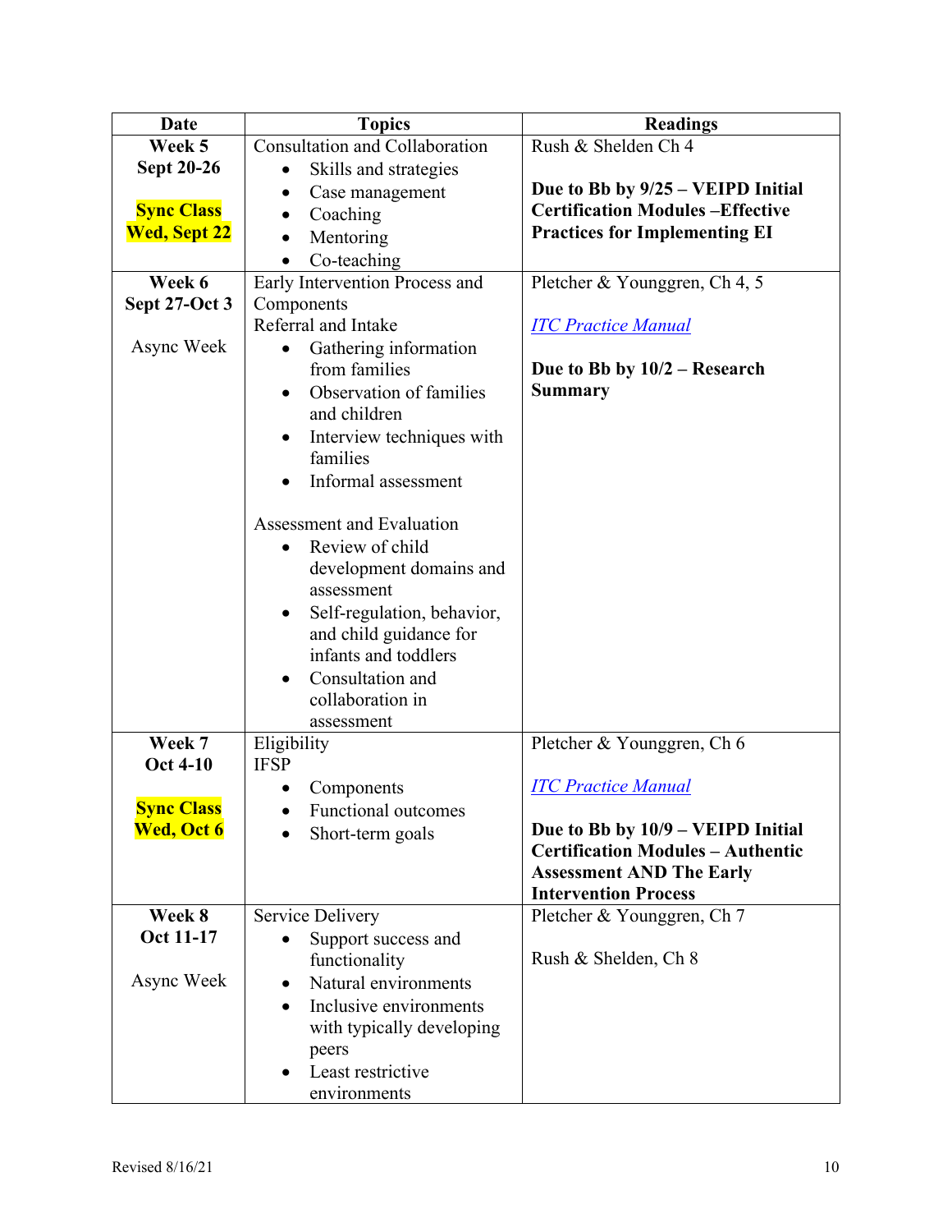| Date | Topics | Readings |
|---|---|---|
| **Week 5**<br>**Sept 20-26**<br><br>**Sync Class**<br>**Wed, Sept 22** | Consultation and Collaboration<br>• Skills and strategies<br>• Case management<br>• Coaching<br>• Mentoring<br>• Co-teaching | Rush & Shelden Ch 4<br><br>**Due to Bb by 9/25 – VEIPD Initial Certification Modules –Effective Practices for Implementing EI** |
| **Week 6**<br>**Sept 27-Oct 3**<br><br>Async Week | Early Intervention Process and Components<br>Referral and Intake<br>• Gathering information from families<br>• Observation of families and children<br>• Interview techniques with families<br>• Informal assessment<br><br>Assessment and Evaluation<br>• Review of child development domains and assessment<br>• Self-regulation, behavior, and child guidance for infants and toddlers<br>• Consultation and collaboration in assessment | Pletcher & Younggren, Ch 4, 5<br><br>*ITC Practice Manual*<br><br>**Due to Bb by 10/2 – Research Summary** |
| **Week 7**<br>**Oct 4-10**<br><br>**Sync Class**<br>**Wed, Oct 6** | Eligibility<br>IFSP<br>• Components<br>• Functional outcomes<br>• Short-term goals | Pletcher & Younggren, Ch 6<br><br>*ITC Practice Manual*<br><br>**Due to Bb by 10/9 – VEIPD Initial Certification Modules – Authentic Assessment AND The Early Intervention Process** |
| **Week 8**<br>**Oct 11-17**<br><br>Async Week | Service Delivery<br>• Support success and functionality<br>• Natural environments<br>• Inclusive environments with typically developing peers<br>• Least restrictive environments | Pletcher & Younggren, Ch 7<br><br>Rush & Shelden, Ch 8 |

Revised 8/16/21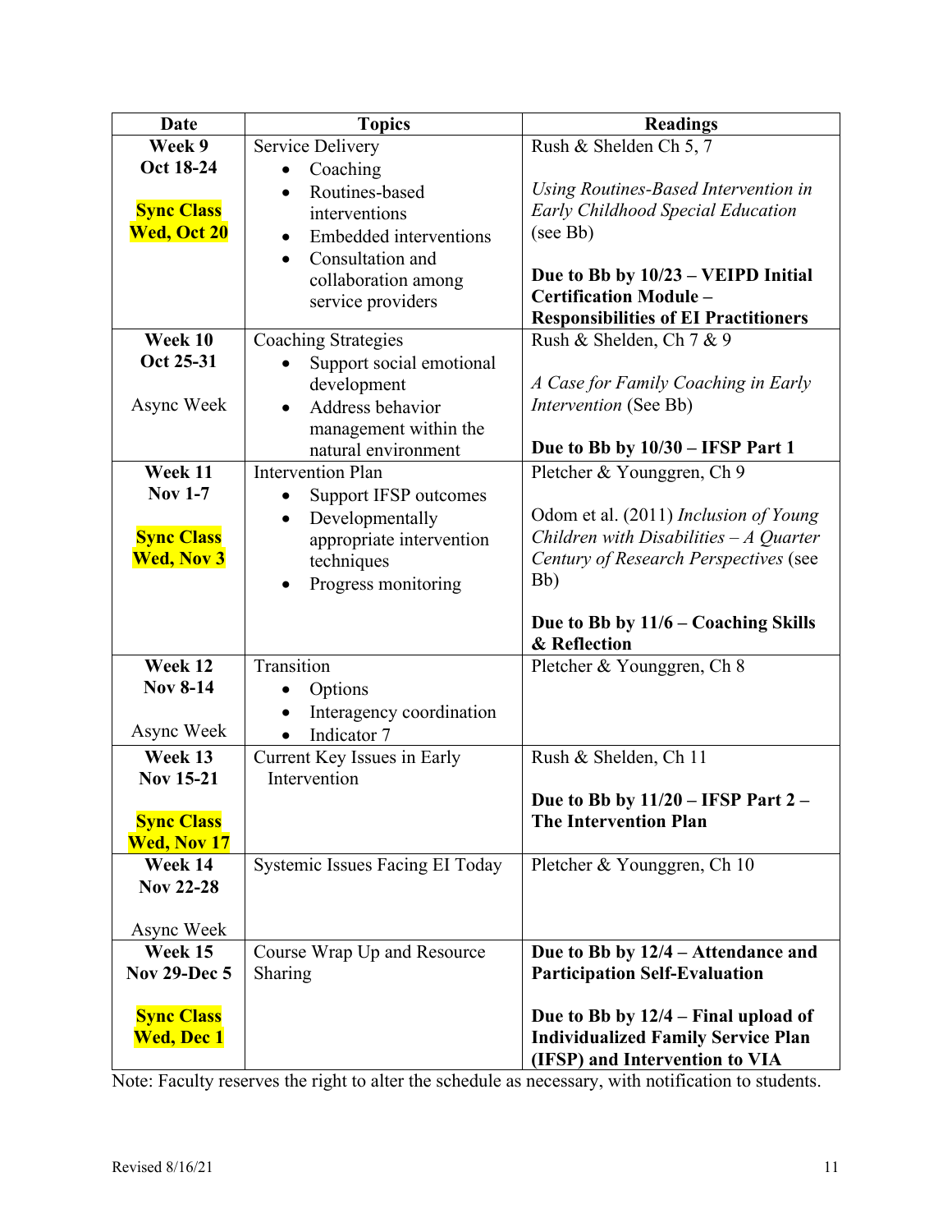| Date | Topics | Readings |
|---|---|---|
| **Week 9**<br>**Oct 18-24**<br><br>**Sync Class Wed, Oct 20** | Service Delivery<br>• Coaching<br>• Routines-based interventions<br>• Embedded interventions<br>• Consultation and collaboration among service providers | Rush & Shelden Ch 5, 7<br><br>*Using Routines-Based Intervention in Early Childhood Special Education* (see Bb)<br><br>**Due to Bb by 10/23 – VEIPD Initial Certification Module – Responsibilities of EI Practitioners** |
| **Week 10**<br>**Oct 25-31**<br><br>Async Week | Coaching Strategies<br>• Support social emotional development<br>• Address behavior management within the natural environment | Rush & Shelden, Ch 7 & 9<br><br>*A Case for Family Coaching in Early Intervention* (See Bb)<br><br>**Due to Bb by 10/30 – IFSP Part 1** |
| **Week 11**<br>**Nov 1-7**<br><br>**Sync Class Wed, Nov 3** | Intervention Plan<br>• Support IFSP outcomes<br>• Developmentally appropriate intervention techniques<br>• Progress monitoring | Pletcher & Younggren, Ch 9<br><br>Odom et al. (2011) *Inclusion of Young Children with Disabilities – A Quarter Century of Research Perspectives* (see Bb)<br><br>**Due to Bb by 11/6 – Coaching Skills & Reflection** |
| **Week 12**<br>**Nov 8-14**<br><br>Async Week | Transition<br>• Options<br>• Interagency coordination<br>• Indicator 7 | Pletcher & Younggren, Ch 8 |
| **Week 13**<br>**Nov 15-21**<br><br>**Sync Class Wed, Nov 17** | Current Key Issues in Early Intervention | Rush & Shelden, Ch 11<br><br>**Due to Bb by 11/20 – IFSP Part 2 – The Intervention Plan** |
| **Week 14**<br>**Nov 22-28**<br><br>Async Week | Systemic Issues Facing EI Today | Pletcher & Younggren, Ch 10 |
| **Week 15**<br>**Nov 29-Dec 5**<br><br>**Sync Class Wed, Dec 1** | Course Wrap Up and Resource Sharing | **Due to Bb by 12/4 – Attendance and Participation Self-Evaluation**<br><br>**Due to Bb by 12/4 – Final upload of Individualized Family Service Plan (IFSP) and Intervention to VIA** |

Note: Faculty reserves the right to alter the schedule as necessary, with notification to students.

Revised 8/16/21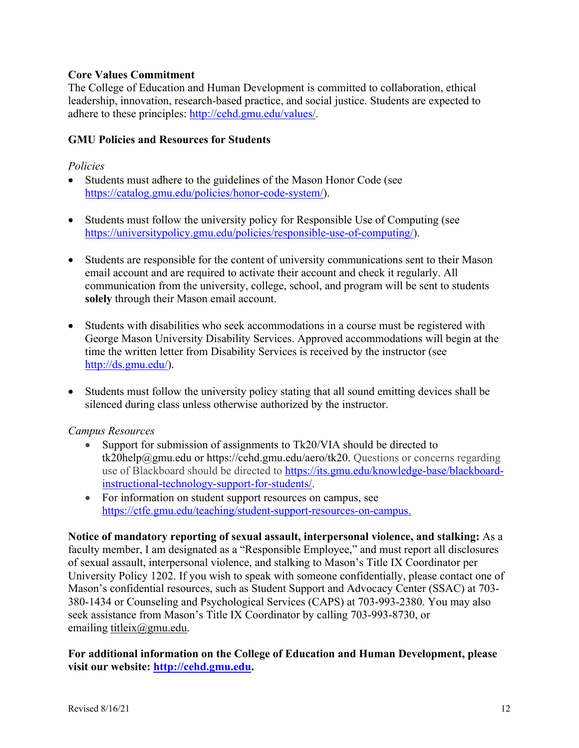**Core Values Commitment**

The College of Education and Human Development is committed to collaboration, ethical leadership, innovation, research-based practice, and social justice. Students are expected to adhere to these principles: http://cehd.gmu.edu/values/.

**GMU Policies and Resources for Students**

*Policies*

- Students must adhere to the guidelines of the Mason Honor Code (see https://catalog.gmu.edu/policies/honor-code-system/).
- Students must follow the university policy for Responsible Use of Computing (see https://universitypolicy.gmu.edu/policies/responsible-use-of-computing/).
- Students are responsible for the content of university communications sent to their Mason email account and are required to activate their account and check it regularly. All communication from the university, college, school, and program will be sent to students **solely** through their Mason email account.
- Students with disabilities who seek accommodations in a course must be registered with George Mason University Disability Services. Approved accommodations will begin at the time the written letter from Disability Services is received by the instructor (see http://ds.gmu.edu/).
- Students must follow the university policy stating that all sound emitting devices shall be silenced during class unless otherwise authorized by the instructor.

*Campus Resources*

- Support for submission of assignments to Tk20/VIA should be directed to tk20help@gmu.edu or https://cehd.gmu.edu/aero/tk20. Questions or concerns regarding use of Blackboard should be directed to https://its.gmu.edu/knowledge-base/blackboard-instructional-technology-support-for-students/.
- For information on student support resources on campus, see https://ctfe.gmu.edu/teaching/student-support-resources-on-campus.

**Notice of mandatory reporting of sexual assault, interpersonal violence, and stalking:** As a faculty member, I am designated as a "Responsible Employee," and must report all disclosures of sexual assault, interpersonal violence, and stalking to Mason's Title IX Coordinator per University Policy 1202. If you wish to speak with someone confidentially, please contact one of Mason's confidential resources, such as Student Support and Advocacy Center (SSAC) at 703-380-1434 or Counseling and Psychological Services (CAPS) at 703-993-2380. You may also seek assistance from Mason's Title IX Coordinator by calling 703-993-8730, or emailing titleix@gmu.edu.

**For additional information on the College of Education and Human Development, please visit our website: http://cehd.gmu.edu.**

Revised 8/16/21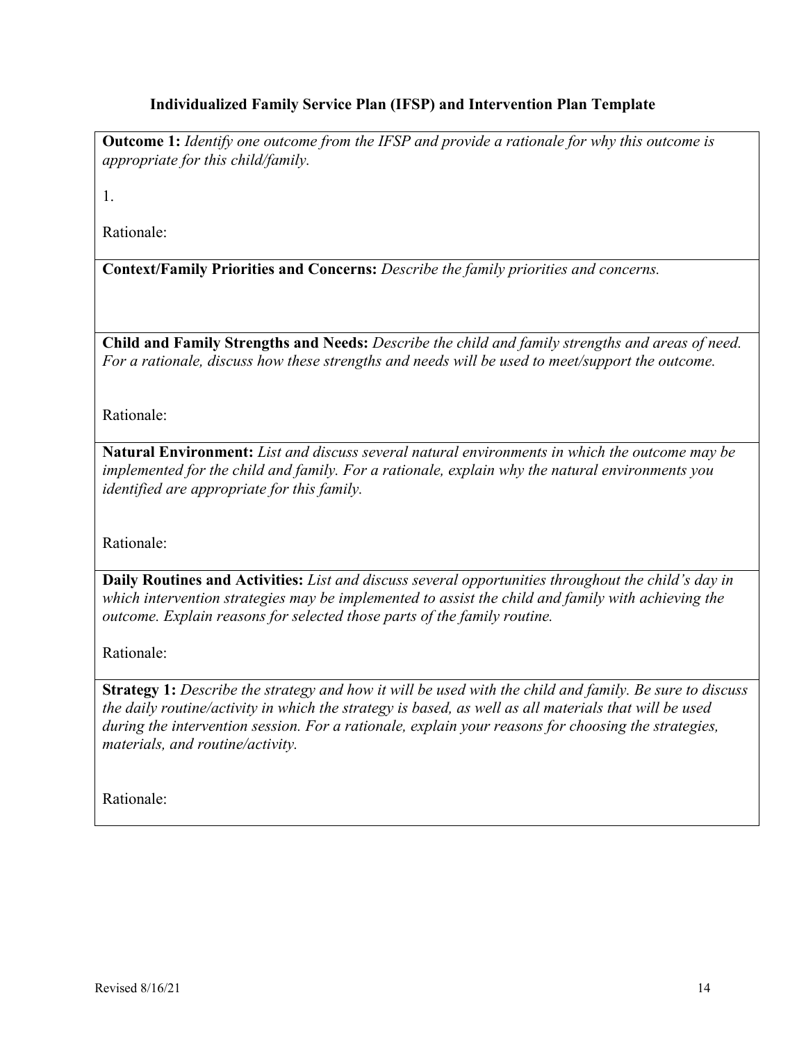### Individualized Family Service Plan (IFSP) and Intervention Plan Template

**Outcome 1:** *Identify one outcome from the IFSP and provide a rationale for why this outcome is appropriate for this child/family.*

1.

Rationale:

---

**Context/Family Priorities and Concerns:** *Describe the family priorities and concerns.*

---

**Child and Family Strengths and Needs:** *Describe the child and family strengths and areas of need. For a rationale, discuss how these strengths and needs will be used to meet/support the outcome.*

Rationale:

---

**Natural Environment:** *List and discuss several natural environments in which the outcome may be implemented for the child and family. For a rationale, explain why the natural environments you identified are appropriate for this family.*

Rationale:

---

**Daily Routines and Activities:** *List and discuss several opportunities throughout the child's day in which intervention strategies may be implemented to assist the child and family with achieving the outcome. Explain reasons for selected those parts of the family routine.*

Rationale:

---

**Strategy 1:** *Describe the strategy and how it will be used with the child and family. Be sure to discuss the daily routine/activity in which the strategy is based, as well as all materials that will be used during the intervention session. For a rationale, explain your reasons for choosing the strategies, materials, and routine/activity.*

Rationale:

Revised 8/16/21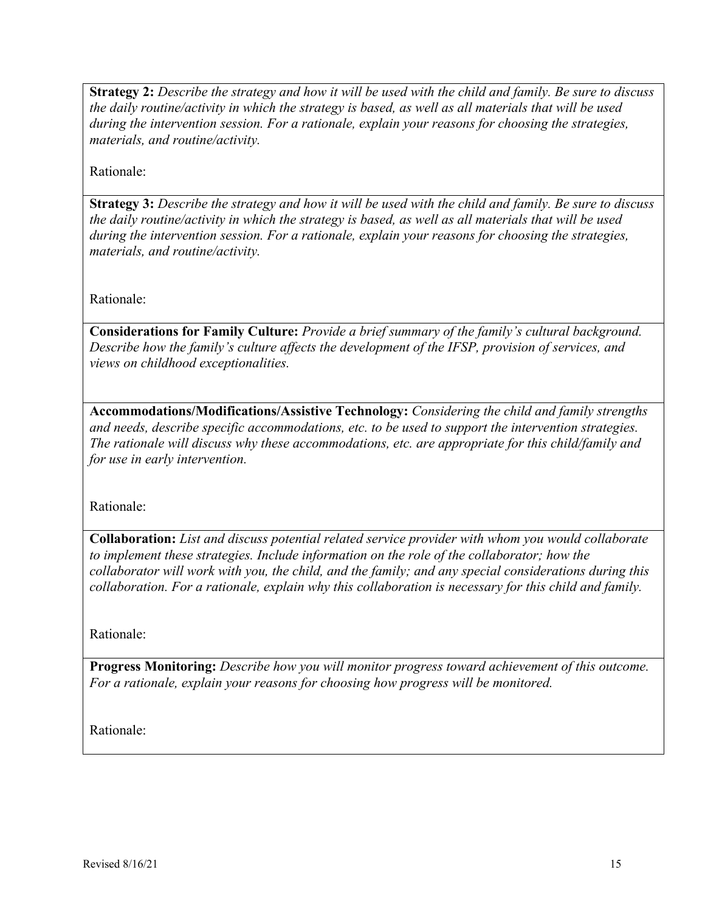**Strategy 2:** *Describe the strategy and how it will be used with the child and family. Be sure to discuss the daily routine/activity in which the strategy is based, as well as all materials that will be used during the intervention session. For a rationale, explain your reasons for choosing the strategies, materials, and routine/activity.*

Rationale:

**Strategy 3:** *Describe the strategy and how it will be used with the child and family. Be sure to discuss the daily routine/activity in which the strategy is based, as well as all materials that will be used during the intervention session. For a rationale, explain your reasons for choosing the strategies, materials, and routine/activity.*

Rationale:

**Considerations for Family Culture:** *Provide a brief summary of the family's cultural background. Describe how the family's culture affects the development of the IFSP, provision of services, and views on childhood exceptionalities.*

**Accommodations/Modifications/Assistive Technology:** *Considering the child and family strengths and needs, describe specific accommodations, etc. to be used to support the intervention strategies. The rationale will discuss why these accommodations, etc. are appropriate for this child/family and for use in early intervention.*

Rationale:

**Collaboration:** *List and discuss potential related service provider with whom you would collaborate to implement these strategies. Include information on the role of the collaborator; how the collaborator will work with you, the child, and the family; and any special considerations during this collaboration. For a rationale, explain why this collaboration is necessary for this child and family.*

Rationale:

**Progress Monitoring:** *Describe how you will monitor progress toward achievement of this outcome. For a rationale, explain your reasons for choosing how progress will be monitored.*

Rationale:

Revised 8/16/21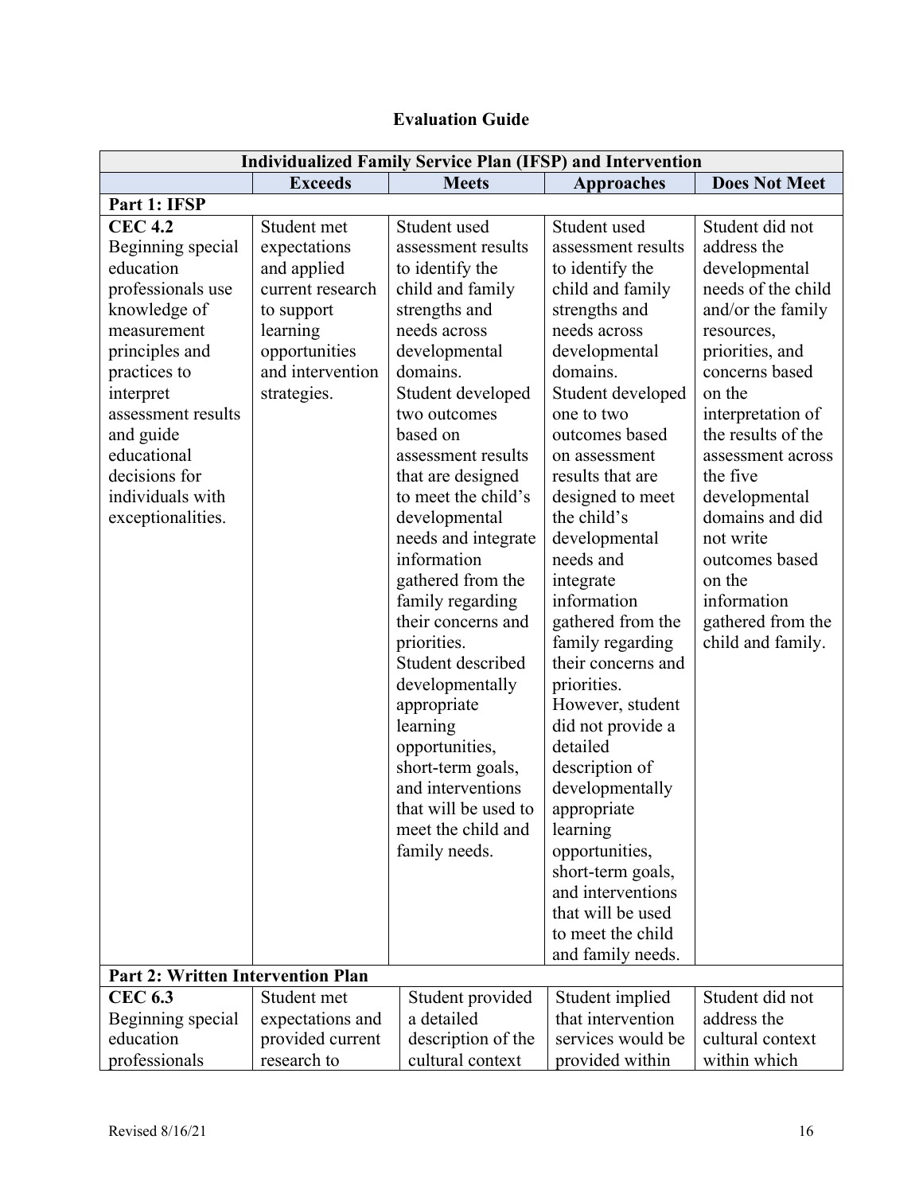**Evaluation Guide**

| Individualized Family Service Plan (IFSP) and Intervention | | | | |
|---|---|---|---|---|
| | **Exceeds** | **Meets** | **Approaches** | **Does Not Meet** |
| **Part 1: IFSP** | | | | |
| **CEC 4.2** Beginning special education professionals use knowledge of measurement principles and practices to interpret assessment results and guide educational decisions for individuals with exceptionalities. | Student met expectations and applied current research to support learning opportunities and intervention strategies. | Student used assessment results to identify the child and family strengths and needs across developmental domains. Student developed two outcomes based on assessment results that are designed to meet the child's developmental needs and integrate information gathered from the family regarding their concerns and priorities. Student described developmentally appropriate learning opportunities, short-term goals, and interventions that will be used to meet the child and family needs. | Student used assessment results to identify the child and family strengths and needs across developmental domains. Student developed one to two outcomes based on assessment results that are designed to meet the child's developmental needs and integrate information gathered from the family regarding their concerns and priorities. However, student did not provide a detailed description of developmentally appropriate learning opportunities, short-term goals, and interventions that will be used to meet the child and family needs. | Student did not address the developmental needs of the child and/or the family resources, priorities, and concerns based on the interpretation of the results of the assessment across the five developmental domains and did not write outcomes based on the information gathered from the child and family. |
| **Part 2: Written Intervention Plan** | | | | |
| **CEC 6.3** Beginning special education professionals | Student met expectations and provided current research to | Student provided a detailed description of the cultural context | Student implied that intervention services would be provided within | Student did not address the cultural context within which |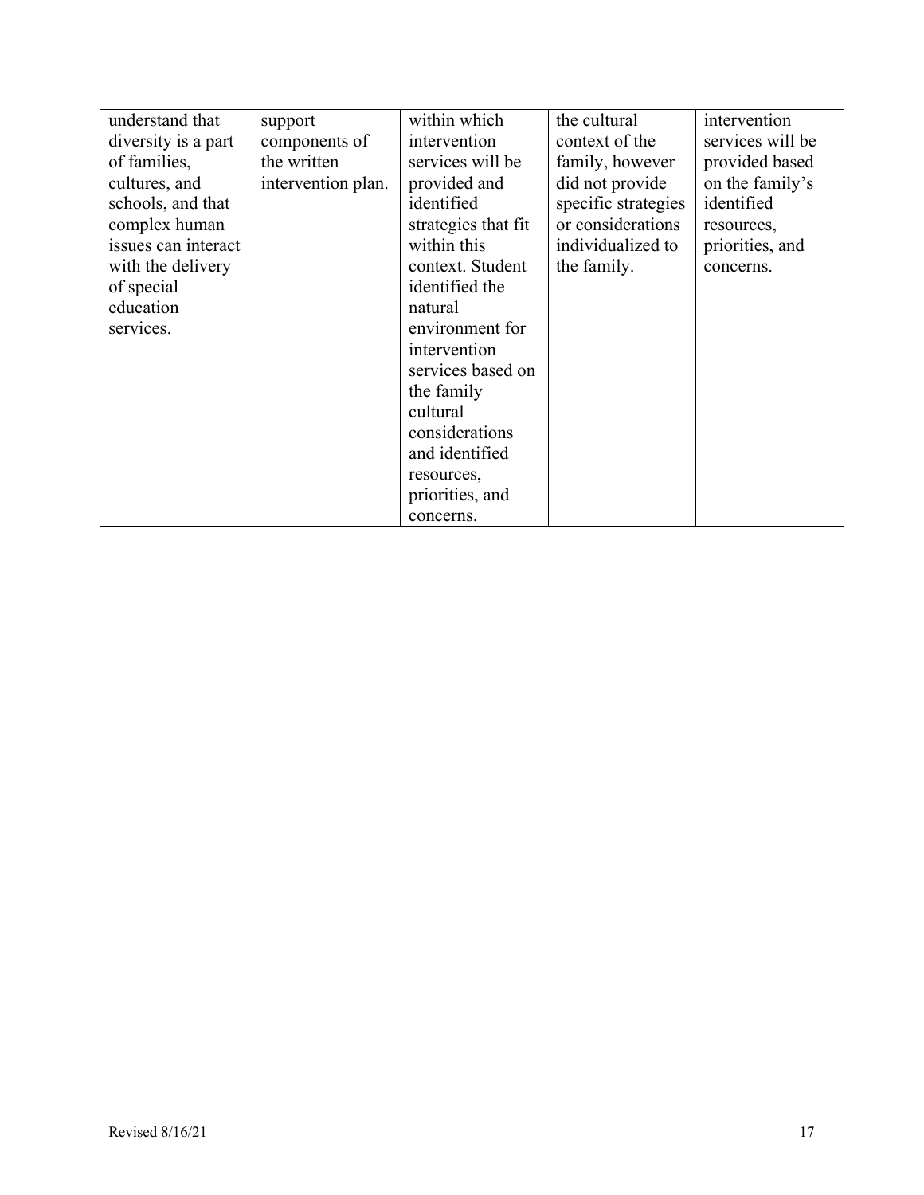| | | | | |
|---|---|---|---|---|
| understand that diversity is a part of families, cultures, and schools, and that complex human issues can interact with the delivery of special education services. | support components of the written intervention plan. | within which intervention services will be provided and identified strategies that fit within this context. Student identified the natural environment for intervention services based on the family cultural considerations and identified resources, priorities, and concerns. | the cultural context of the family, however did not provide specific strategies or considerations individualized to the family. | intervention services will be provided based on the family's identified resources, priorities, and concerns. |

Revised 8/16/21